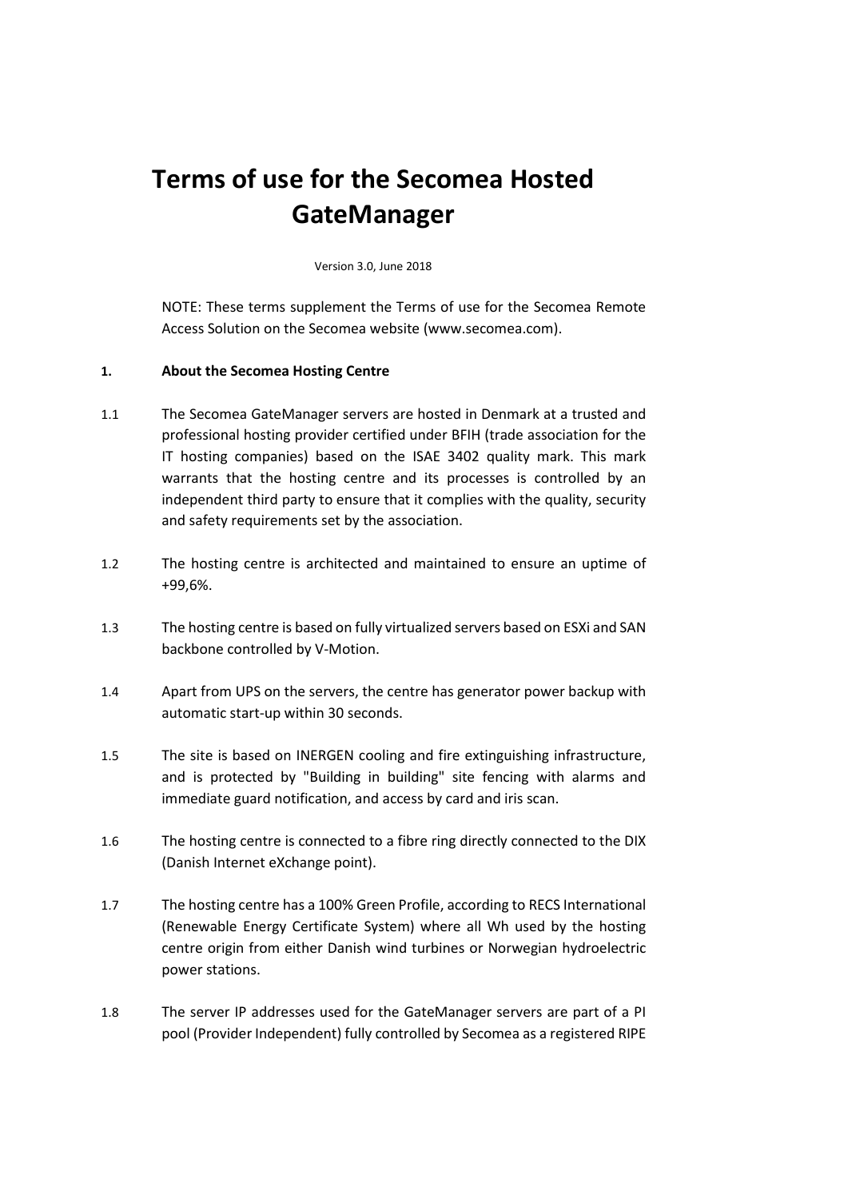# Terms of use for the Secomea Hosted GateManager

Version 3.0, June 2018

NOTE: These terms supplement the Terms of use for the Secomea Remote Access Solution on the Secomea website (www.secomea.com).

## 1. About the Secomea Hosting Centre

1.1 The Secomea GateManager servers are hosted in Denmark at a trusted and professional hosting provider certified under BFIH (trade association for the IT hosting companies) based on the ISAE 3402 quality mark. This mark warrants that the hosting centre and its processes is controlled by an independent third party to ensure that it complies with the quality, security and safety requirements set by the association.

1.2 The hosting centre is architected and maintained to ensure an uptime of +99,6%.

1.3 The hosting centre is based on fully virtualized servers based on ESXi and SAN backbone controlled by V-Motion.

1.4 Apart from UPS on the servers, the centre has generator power backup with automatic start-up within 30 seconds.

1.5 The site is based on INERGEN cooling and fire extinguishing infrastructure, and is protected by "Building in building" site fencing with alarms and immediate guard notification, and access by card and iris scan.

1.6 The hosting centre is connected to a fibre ring directly connected to the DIX (Danish Internet eXchange point).

1.7 The hosting centre has a 100% Green Profile, according to RECS International (Renewable Energy Certificate System) where all Wh used by the hosting centre origin from either Danish wind turbines or Norwegian hydroelectric power stations.

1.8 The server IP addresses used for the GateManager servers are part of a PI pool (Provider Independent) fully controlled by Secomea as a registered RIPE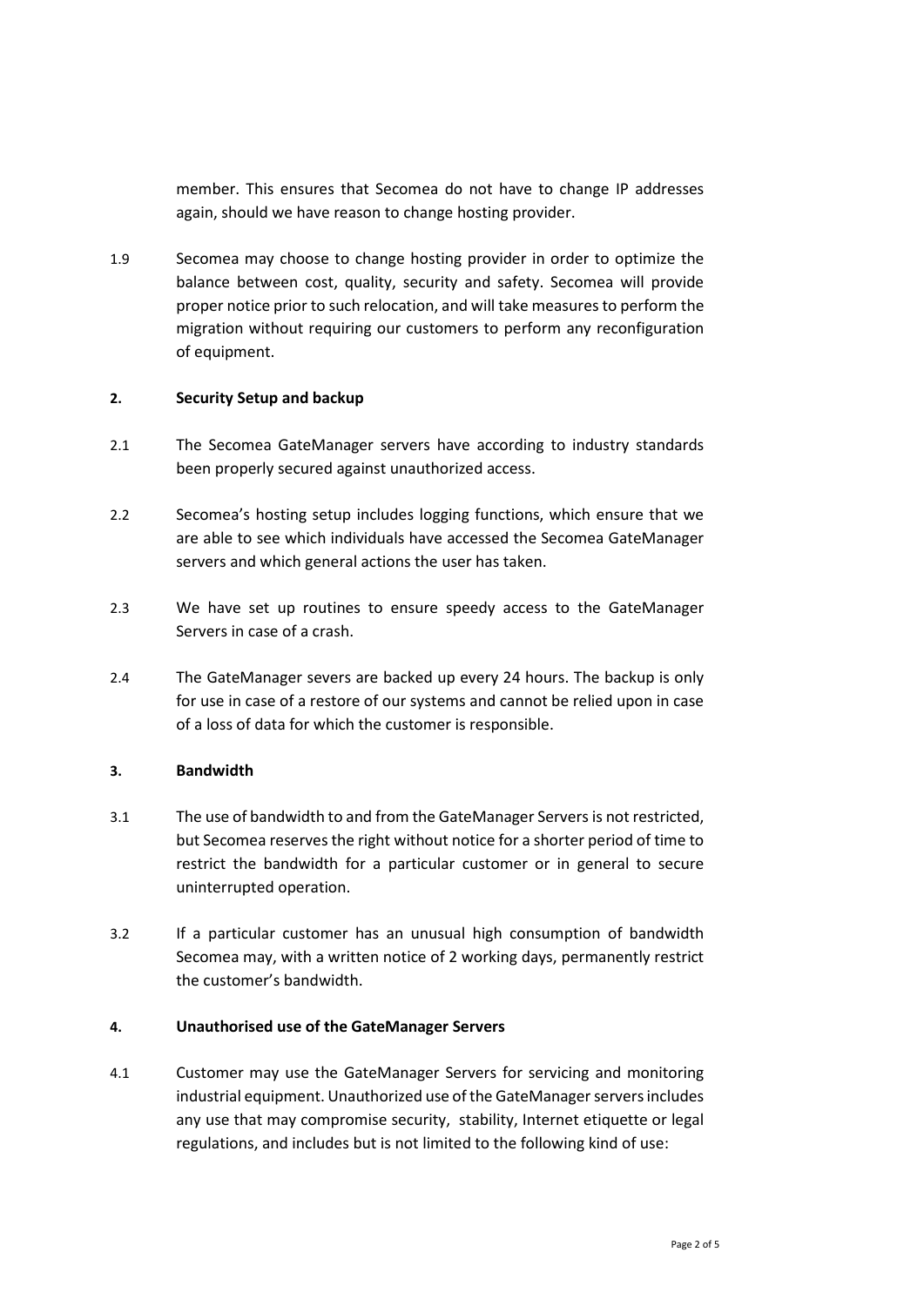member. This ensures that Secomea do not have to change IP addresses again, should we have reason to change hosting provider.

1.9 Secomea may choose to change hosting provider in order to optimize the balance between cost, quality, security and safety. Secomea will provide proper notice prior to such relocation, and will take measures to perform the migration without requiring our customers to perform any reconfiguration of equipment.

**2. Security Setup and backup**

2.1 The Secomea GateManager servers have according to industry standards been properly secured against unauthorized access.

2.2 Secomea's hosting setup includes logging functions, which ensure that we are able to see which individuals have accessed the Secomea GateManager servers and which general actions the user has taken.

2.3 We have set up routines to ensure speedy access to the GateManager Servers in case of a crash.

2.4 The GateManager severs are backed up every 24 hours. The backup is only for use in case of a restore of our systems and cannot be relied upon in case of a loss of data for which the customer is responsible.

**3. Bandwidth**

3.1 The use of bandwidth to and from the GateManager Servers is not restricted, but Secomea reserves the right without notice for a shorter period of time to restrict the bandwidth for a particular customer or in general to secure uninterrupted operation.

3.2 If a particular customer has an unusual high consumption of bandwidth Secomea may, with a written notice of 2 working days, permanently restrict the customer's bandwidth.

**4. Unauthorised use of the GateManager Servers**

4.1 Customer may use the GateManager Servers for servicing and monitoring industrial equipment. Unauthorized use of the GateManager servers includes any use that may compromise security, stability, Internet etiquette or legal regulations, and includes but is not limited to the following kind of use: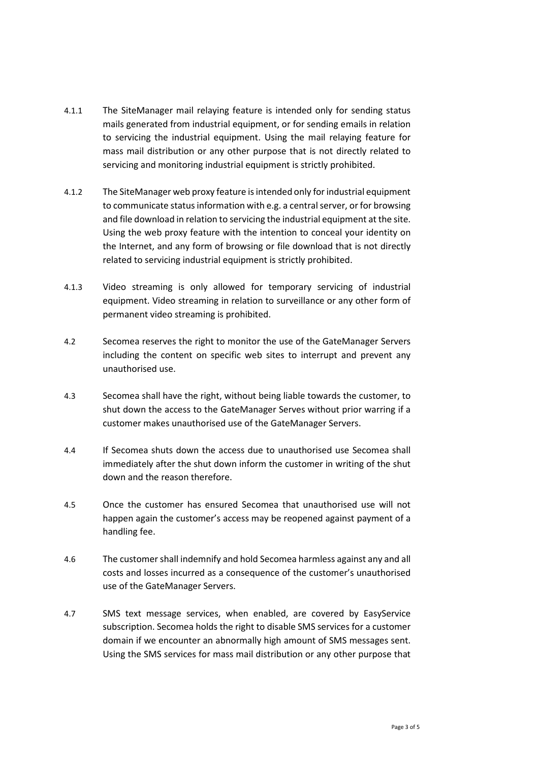4.1.1 The SiteManager mail relaying feature is intended only for sending status mails generated from industrial equipment, or for sending emails in relation to servicing the industrial equipment. Using the mail relaying feature for mass mail distribution or any other purpose that is not directly related to servicing and monitoring industrial equipment is strictly prohibited.

4.1.2 The SiteManager web proxy feature is intended only for industrial equipment to communicate status information with e.g. a central server, or for browsing and file download in relation to servicing the industrial equipment at the site. Using the web proxy feature with the intention to conceal your identity on the Internet, and any form of browsing or file download that is not directly related to servicing industrial equipment is strictly prohibited.

4.1.3 Video streaming is only allowed for temporary servicing of industrial equipment. Video streaming in relation to surveillance or any other form of permanent video streaming is prohibited.

4.2 Secomea reserves the right to monitor the use of the GateManager Servers including the content on specific web sites to interrupt and prevent any unauthorised use.

4.3 Secomea shall have the right, without being liable towards the customer, to shut down the access to the GateManager Serves without prior warring if a customer makes unauthorised use of the GateManager Servers.

4.4 If Secomea shuts down the access due to unauthorised use Secomea shall immediately after the shut down inform the customer in writing of the shut down and the reason therefore.

4.5 Once the customer has ensured Secomea that unauthorised use will not happen again the customer's access may be reopened against payment of a handling fee.

4.6 The customer shall indemnify and hold Secomea harmless against any and all costs and losses incurred as a consequence of the customer's unauthorised use of the GateManager Servers.

4.7 SMS text message services, when enabled, are covered by EasyService subscription. Secomea holds the right to disable SMS services for a customer domain if we encounter an abnormally high amount of SMS messages sent. Using the SMS services for mass mail distribution or any other purpose that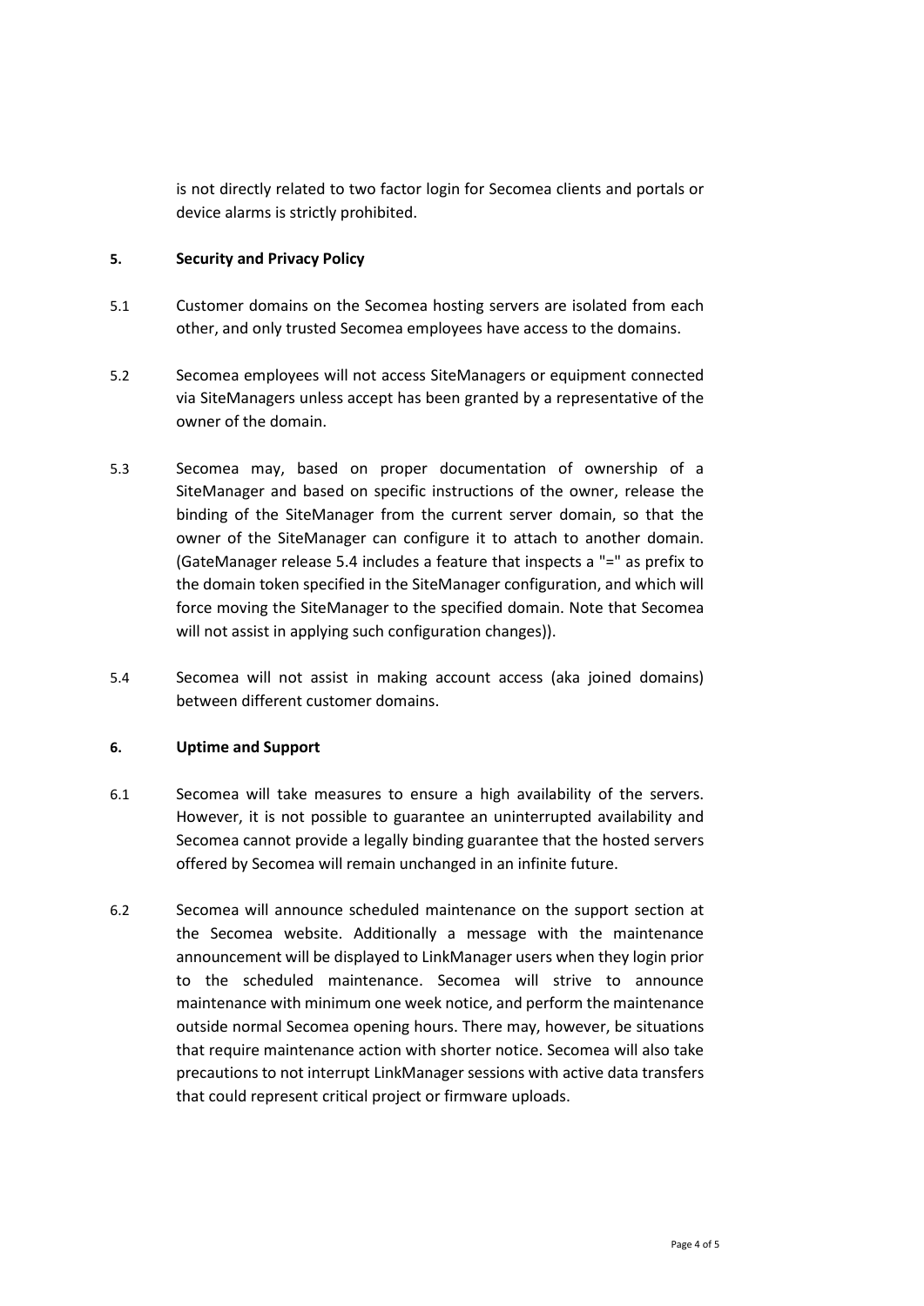is not directly related to two factor login for Secomea clients and portals or device alarms is strictly prohibited.

**5. Security and Privacy Policy**

5.1 Customer domains on the Secomea hosting servers are isolated from each other, and only trusted Secomea employees have access to the domains.

5.2 Secomea employees will not access SiteManagers or equipment connected via SiteManagers unless accept has been granted by a representative of the owner of the domain.

5.3 Secomea may, based on proper documentation of ownership of a SiteManager and based on specific instructions of the owner, release the binding of the SiteManager from the current server domain, so that the owner of the SiteManager can configure it to attach to another domain. (GateManager release 5.4 includes a feature that inspects a "=" as prefix to the domain token specified in the SiteManager configuration, and which will force moving the SiteManager to the specified domain. Note that Secomea will not assist in applying such configuration changes)).

5.4 Secomea will not assist in making account access (aka joined domains) between different customer domains.

**6. Uptime and Support**

6.1 Secomea will take measures to ensure a high availability of the servers. However, it is not possible to guarantee an uninterrupted availability and Secomea cannot provide a legally binding guarantee that the hosted servers offered by Secomea will remain unchanged in an infinite future.

6.2 Secomea will announce scheduled maintenance on the support section at the Secomea website. Additionally a message with the maintenance announcement will be displayed to LinkManager users when they login prior to the scheduled maintenance. Secomea will strive to announce maintenance with minimum one week notice, and perform the maintenance outside normal Secomea opening hours. There may, however, be situations that require maintenance action with shorter notice. Secomea will also take precautions to not interrupt LinkManager sessions with active data transfers that could represent critical project or firmware uploads.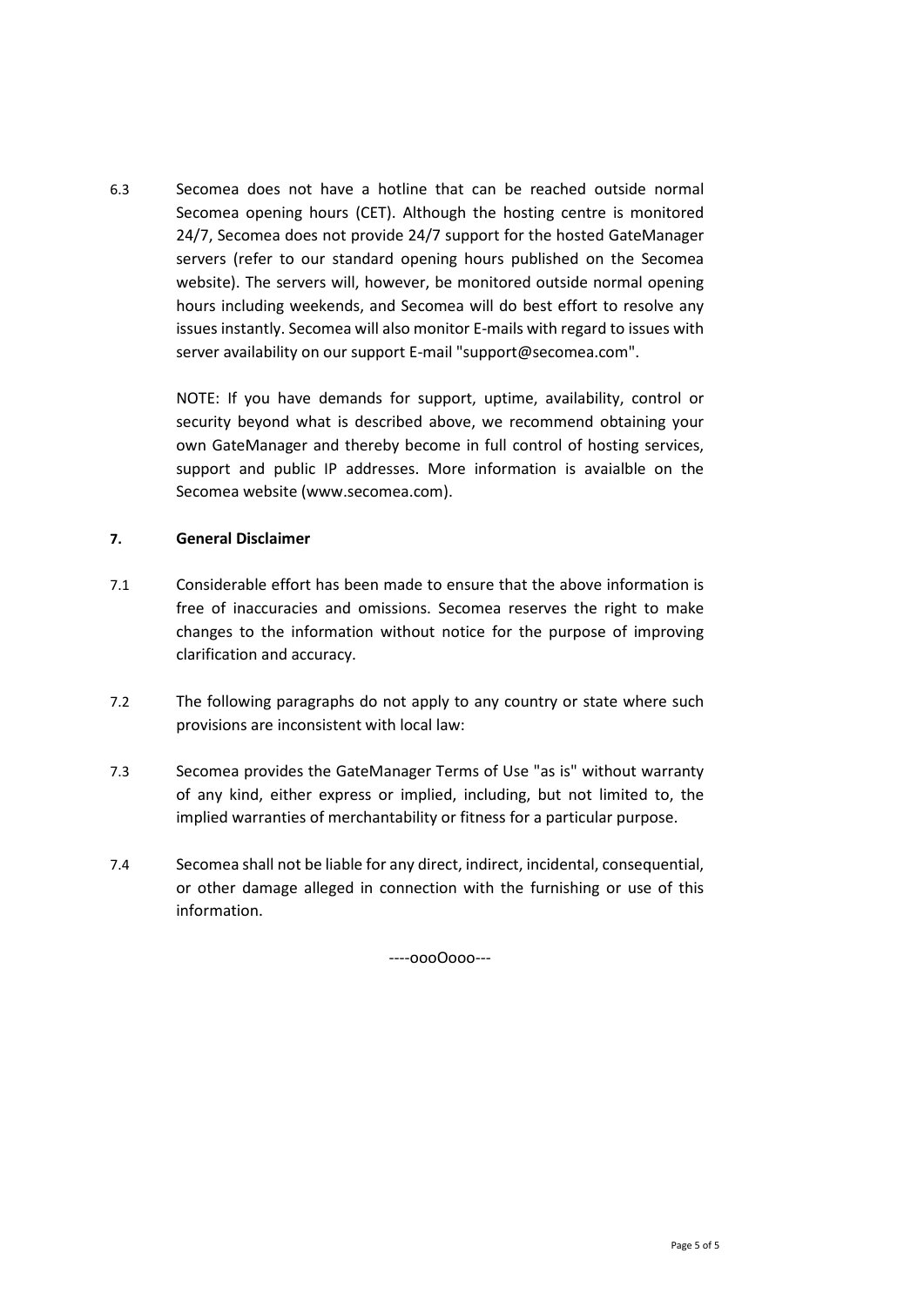6.3 Secomea does not have a hotline that can be reached outside normal Secomea opening hours (CET). Although the hosting centre is monitored 24/7, Secomea does not provide 24/7 support for the hosted GateManager servers (refer to our standard opening hours published on the Secomea website). The servers will, however, be monitored outside normal opening hours including weekends, and Secomea will do best effort to resolve any issues instantly. Secomea will also monitor E-mails with regard to issues with server availability on our support E-mail "support@secomea.com".

NOTE: If you have demands for support, uptime, availability, control or security beyond what is described above, we recommend obtaining your own GateManager and thereby become in full control of hosting services, support and public IP addresses. More information is avaialble on the Secomea website (www.secomea.com).

## 7. General Disclaimer

7.1 Considerable effort has been made to ensure that the above information is free of inaccuracies and omissions. Secomea reserves the right to make changes to the information without notice for the purpose of improving clarification and accuracy.

7.2 The following paragraphs do not apply to any country or state where such provisions are inconsistent with local law:

7.3 Secomea provides the GateManager Terms of Use "as is" without warranty of any kind, either express or implied, including, but not limited to, the implied warranties of merchantability or fitness for a particular purpose.

7.4 Secomea shall not be liable for any direct, indirect, incidental, consequential, or other damage alleged in connection with the furnishing or use of this information.

----oooOooo---